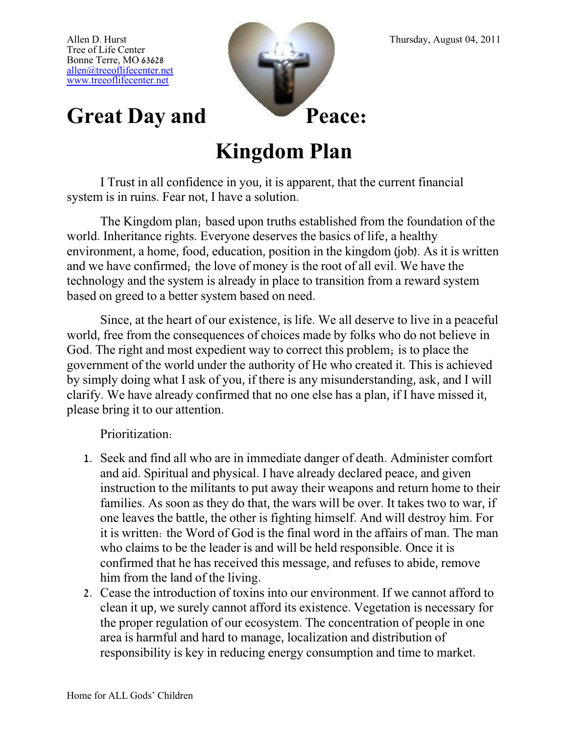Allen D. Hurst
Tree of Life Center
Bonne Terre, MO 63628
allen@treeoflifecenter.net
www.treeoflifecenter.net

Thursday, August 04, 2011

# Great Day and Peace:

# Kingdom Plan

I Trust in all confidence in you, it is apparent, that the current financial system is in ruins. Fear not, I have a solution.

The Kingdom plan; based upon truths established from the foundation of the world. Inheritance rights. Everyone deserves the basics of life, a healthy environment, a home, food, education, position in the kingdom (job). As it is written and we have confirmed; the love of money is the root of all evil. We have the technology and the system is already in place to transition from a reward system based on greed to a better system based on need.

Since, at the heart of our existence, is life. We all deserve to live in a peaceful world, free from the consequences of choices made by folks who do not believe in God. The right and most expedient way to correct this problem; is to place the government of the world under the authority of He who created it. This is achieved by simply doing what I ask of you, if there is any misunderstanding, ask, and I will clarify. We have already confirmed that no one else has a plan, if I have missed it, please bring it to our attention.

Prioritization:

1. Seek and find all who are in immediate danger of death. Administer comfort and aid. Spiritual and physical. I have already declared peace, and given instruction to the militants to put away their weapons and return home to their families. As soon as they do that, the wars will be over. It takes two to war, if one leaves the battle, the other is fighting himself. And will destroy him. For it is written: the Word of God is the final word in the affairs of man. The man who claims to be the leader is and will be held responsible. Once it is confirmed that he has received this message, and refuses to abide, remove him from the land of the living.
2. Cease the introduction of toxins into our environment. If we cannot afford to clean it up, we surely cannot afford its existence. Vegetation is necessary for the proper regulation of our ecosystem. The concentration of people in one area is harmful and hard to manage, localization and distribution of responsibility is key in reducing energy consumption and time to market.

Home for ALL Gods' Children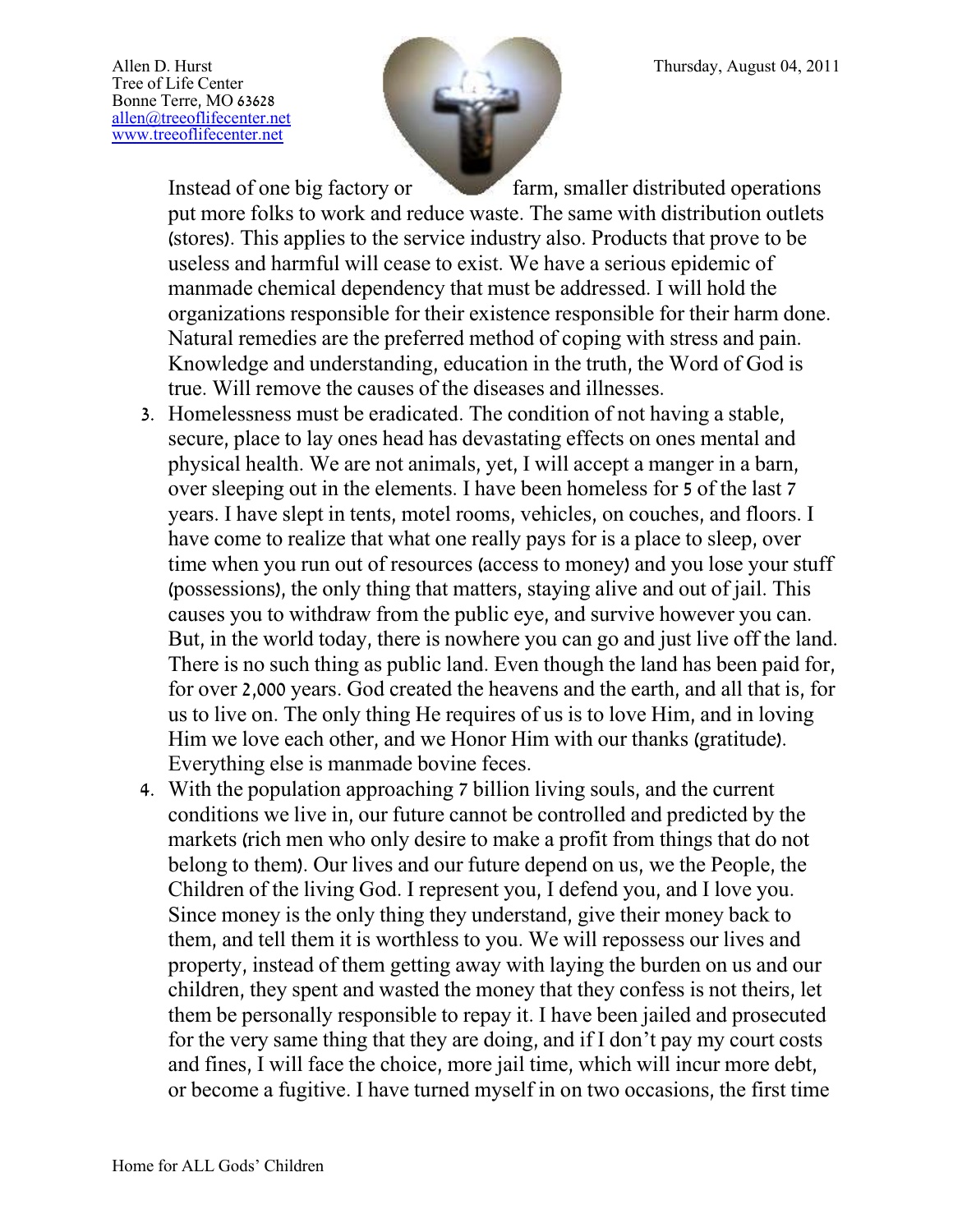Instead of one big factory or farm, smaller distributed operations put more folks to work and reduce waste. The same with distribution outlets (stores). This applies to the service industry also. Products that prove to be useless and harmful will cease to exist. We have a serious epidemic of manmade chemical dependency that must be addressed. I will hold the organizations responsible for their existence responsible for their harm done. Natural remedies are the preferred method of coping with stress and pain. Knowledge and understanding, education in the truth, the Word of God is true. Will remove the causes of the diseases and illnesses.

3. Homelessness must be eradicated. The condition of not having a stable, secure, place to lay ones head has devastating effects on ones mental and physical health. We are not animals, yet, I will accept a manger in a barn, over sleeping out in the elements. I have been homeless for 5 of the last 7 years. I have slept in tents, motel rooms, vehicles, on couches, and floors. I have come to realize that what one really pays for is a place to sleep, over time when you run out of resources (access to money) and you lose your stuff (possessions), the only thing that matters, staying alive and out of jail. This causes you to withdraw from the public eye, and survive however you can. But, in the world today, there is nowhere you can go and just live off the land. There is no such thing as public land. Even though the land has been paid for, for over 2,000 years. God created the heavens and the earth, and all that is, for us to live on. The only thing He requires of us is to love Him, and in loving Him we love each other, and we Honor Him with our thanks (gratitude). Everything else is manmade bovine feces.
4. With the population approaching 7 billion living souls, and the current conditions we live in, our future cannot be controlled and predicted by the markets (rich men who only desire to make a profit from things that do not belong to them). Our lives and our future depend on us, we the People, the Children of the living God. I represent you, I defend you, and I love you. Since money is the only thing they understand, give their money back to them, and tell them it is worthless to you. We will repossess our lives and property, instead of them getting away with laying the burden on us and our children, they spent and wasted the money that they confess is not theirs, let them be personally responsible to repay it. I have been jailed and prosecuted for the very same thing that they are doing, and if I don't pay my court costs and fines, I will face the choice, more jail time, which will incur more debt, or become a fugitive. I have turned myself in on two occasions, the first time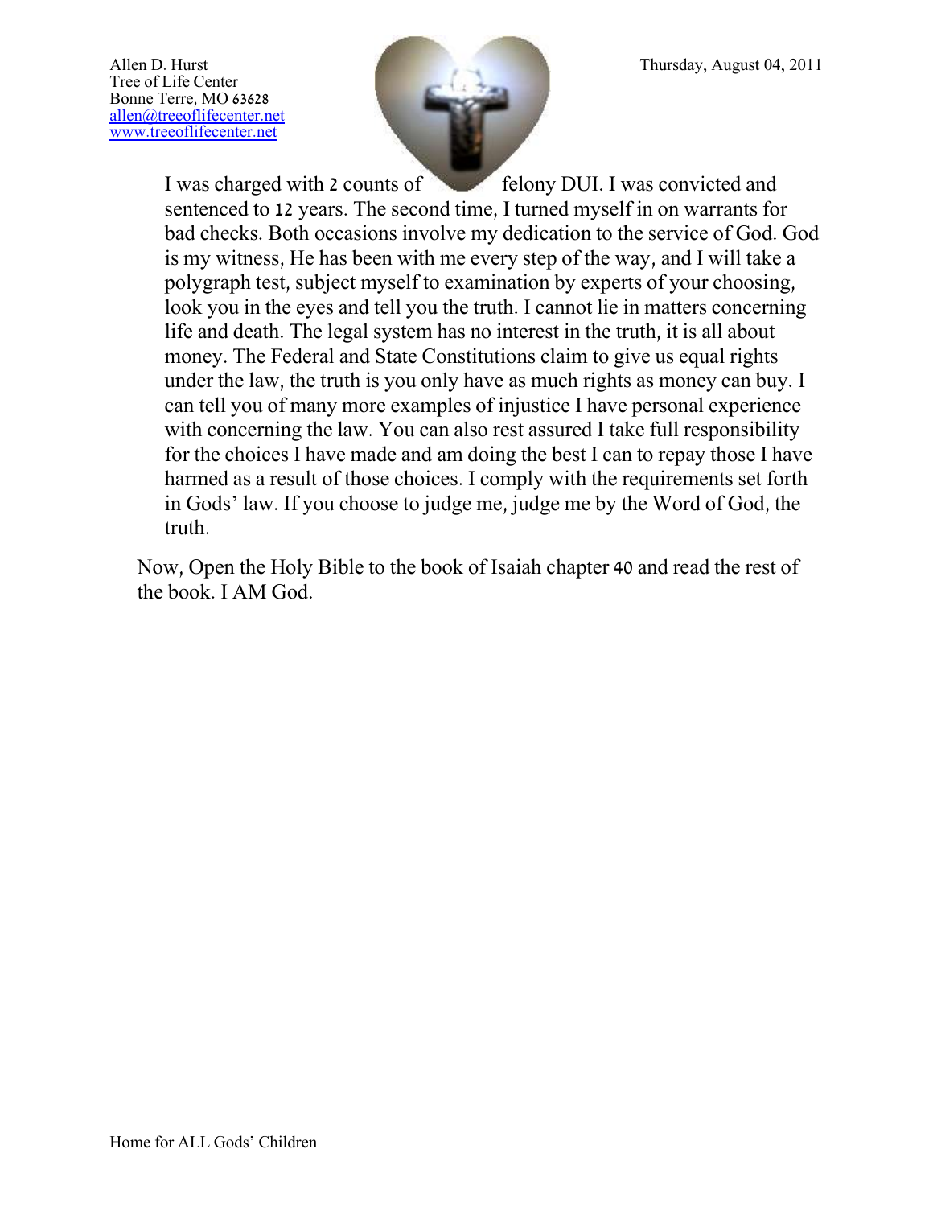Allen D. Hurst
Tree of Life Center
Bonne Terre, MO 63628
allen@treeoflifecenter.net
www.treeoflifecenter.net

Thursday, August 04, 2011

> I was charged with 2 counts of felony DUI. I was convicted and sentenced to 12 years. The second time, I turned myself in on warrants for bad checks. Both occasions involve my dedication to the service of God. God is my witness, He has been with me every step of the way, and I will take a polygraph test, subject myself to examination by experts of your choosing, look you in the eyes and tell you the truth. I cannot lie in matters concerning life and death. The legal system has no interest in the truth, it is all about money. The Federal and State Constitutions claim to give us equal rights under the law, the truth is you only have as much rights as money can buy. I can tell you of many more examples of injustice I have personal experience with concerning the law. You can also rest assured I take full responsibility for the choices I have made and am doing the best I can to repay those I have harmed as a result of those choices. I comply with the requirements set forth in Gods' law. If you choose to judge me, judge me by the Word of God, the truth.

Now, Open the Holy Bible to the book of Isaiah chapter 40 and read the rest of the book. I AM God.

Home for ALL Gods' Children